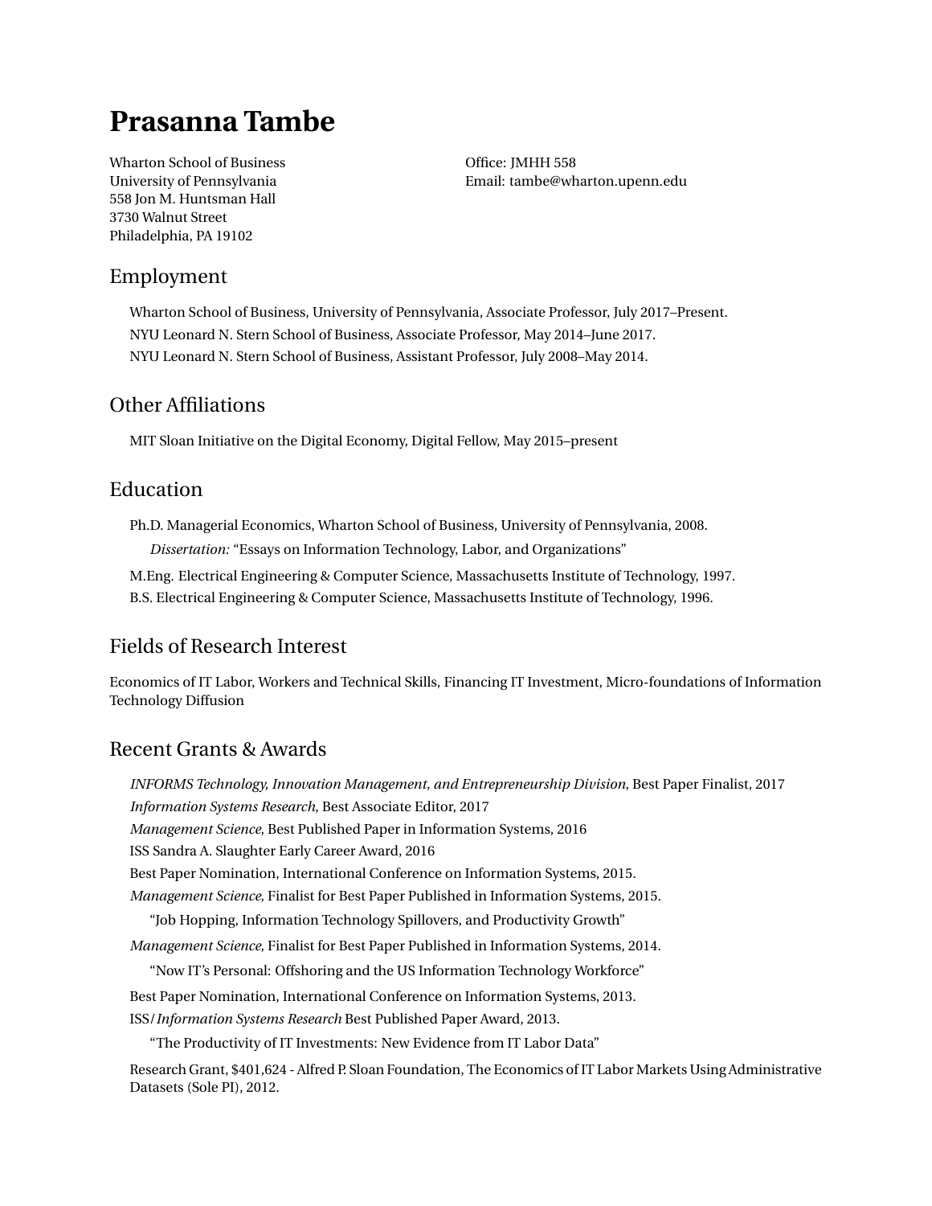# Prasanna Tambe

Wharton School of Business
University of Pennsylvania
558 Jon M. Huntsman Hall
3730 Walnut Street
Philadelphia, PA 19102

Office: JMHH 558
Email: tambe@wharton.upenn.edu

## Employment

Wharton School of Business, University of Pennsylvania, Associate Professor, July 2017–Present.

NYU Leonard N. Stern School of Business, Associate Professor, May 2014–June 2017.

NYU Leonard N. Stern School of Business, Assistant Professor, July 2008–May 2014.

## Other Affiliations

MIT Sloan Initiative on the Digital Economy, Digital Fellow, May 2015–present

## Education

Ph.D. Managerial Economics, Wharton School of Business, University of Pennsylvania, 2008.

*Dissertation:* "Essays on Information Technology, Labor, and Organizations"

M.Eng. Electrical Engineering & Computer Science, Massachusetts Institute of Technology, 1997.

B.S. Electrical Engineering & Computer Science, Massachusetts Institute of Technology, 1996.

## Fields of Research Interest

Economics of IT Labor, Workers and Technical Skills, Financing IT Investment, Micro-foundations of Information Technology Diffusion

## Recent Grants & Awards

*INFORMS Technology, Innovation Management, and Entrepreneurship Division*, Best Paper Finalist, 2017

*Information Systems Research*, Best Associate Editor, 2017

*Management Science*, Best Published Paper in Information Systems, 2016

ISS Sandra A. Slaughter Early Career Award, 2016

Best Paper Nomination, International Conference on Information Systems, 2015.

*Management Science*, Finalist for Best Paper Published in Information Systems, 2015.

"Job Hopping, Information Technology Spillovers, and Productivity Growth"

*Management Science*, Finalist for Best Paper Published in Information Systems, 2014.

"Now IT's Personal: Offshoring and the US Information Technology Workforce"

Best Paper Nomination, International Conference on Information Systems, 2013.

ISS/*Information Systems Research* Best Published Paper Award, 2013.

"The Productivity of IT Investments: New Evidence from IT Labor Data"

Research Grant, $401,624 - Alfred P. Sloan Foundation, The Economics of IT Labor Markets Using Administrative Datasets (Sole PI), 2012.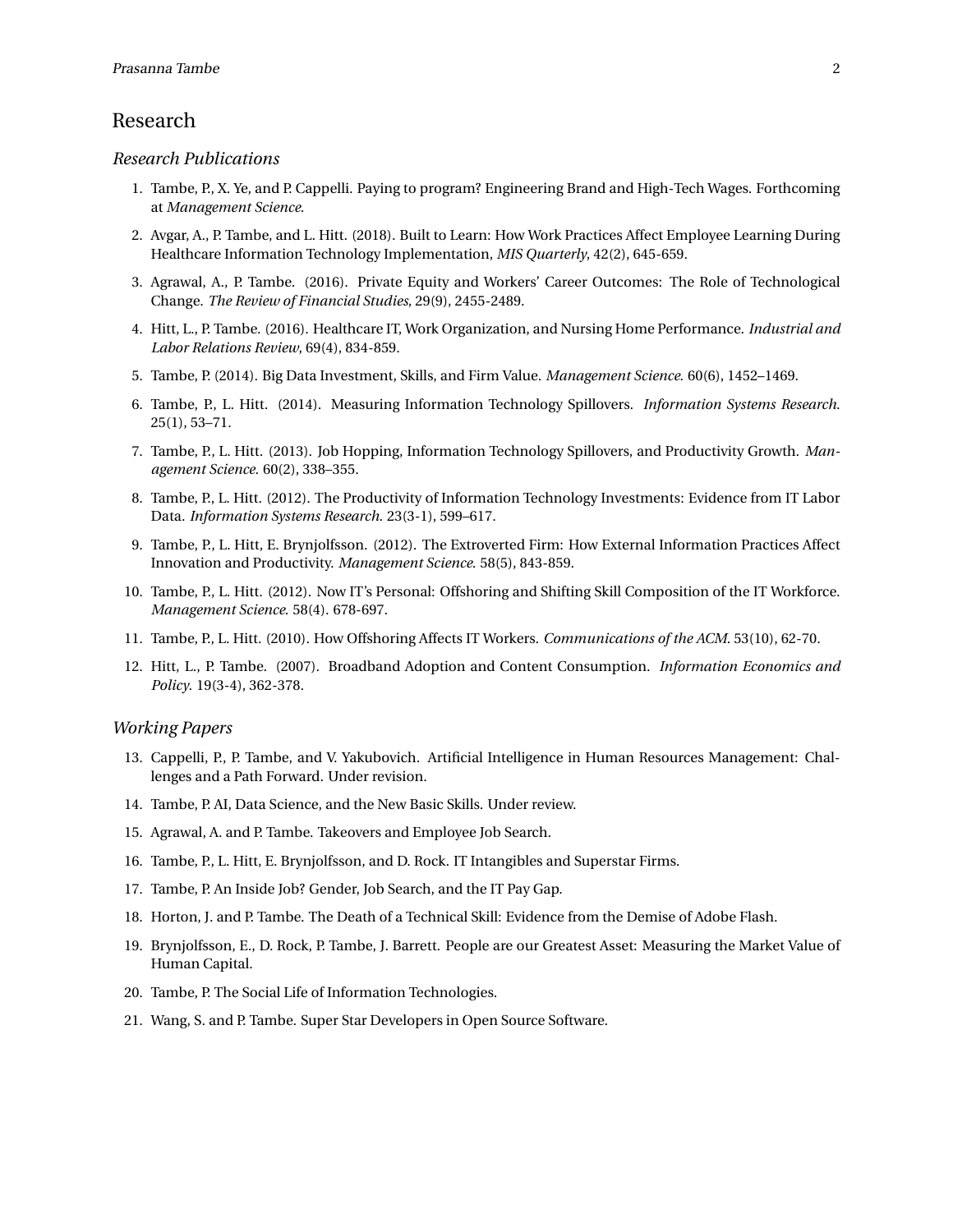## Research

### *Research Publications*

1. Tambe, P., X. Ye, and P. Cappelli. Paying to program? Engineering Brand and High-Tech Wages. Forthcoming at *Management Science*.
2. Avgar, A., P. Tambe, and L. Hitt. (2018). Built to Learn: How Work Practices Affect Employee Learning During Healthcare Information Technology Implementation, *MIS Quarterly*, 42(2), 645-659.
3. Agrawal, A., P. Tambe. (2016). Private Equity and Workers' Career Outcomes: The Role of Technological Change. *The Review of Financial Studies*, 29(9), 2455-2489.
4. Hitt, L., P. Tambe. (2016). Healthcare IT, Work Organization, and Nursing Home Performance. *Industrial and Labor Relations Review*, 69(4), 834-859.
5. Tambe, P. (2014). Big Data Investment, Skills, and Firm Value. *Management Science*. 60(6), 1452–1469.
6. Tambe, P., L. Hitt. (2014). Measuring Information Technology Spillovers. *Information Systems Research*. 25(1), 53–71.
7. Tambe, P., L. Hitt. (2013). Job Hopping, Information Technology Spillovers, and Productivity Growth. *Management Science*. 60(2), 338–355.
8. Tambe, P., L. Hitt. (2012). The Productivity of Information Technology Investments: Evidence from IT Labor Data. *Information Systems Research*. 23(3-1), 599–617.
9. Tambe, P., L. Hitt, E. Brynjolfsson. (2012). The Extroverted Firm: How External Information Practices Affect Innovation and Productivity. *Management Science*. 58(5), 843-859.
10. Tambe, P., L. Hitt. (2012). Now IT's Personal: Offshoring and Shifting Skill Composition of the IT Workforce. *Management Science*. 58(4). 678-697.
11. Tambe, P., L. Hitt. (2010). How Offshoring Affects IT Workers. *Communications of the ACM*. 53(10), 62-70.
12. Hitt, L., P. Tambe. (2007). Broadband Adoption and Content Consumption. *Information Economics and Policy*. 19(3-4), 362-378.

### *Working Papers*

13. Cappelli, P., P. Tambe, and V. Yakubovich. Artificial Intelligence in Human Resources Management: Challenges and a Path Forward. Under revision.
14. Tambe, P. AI, Data Science, and the New Basic Skills. Under review.
15. Agrawal, A. and P. Tambe. Takeovers and Employee Job Search.
16. Tambe, P., L. Hitt, E. Brynjolfsson, and D. Rock. IT Intangibles and Superstar Firms.
17. Tambe, P. An Inside Job? Gender, Job Search, and the IT Pay Gap.
18. Horton, J. and P. Tambe. The Death of a Technical Skill: Evidence from the Demise of Adobe Flash.
19. Brynjolfsson, E., D. Rock, P. Tambe, J. Barrett. People are our Greatest Asset: Measuring the Market Value of Human Capital.
20. Tambe, P. The Social Life of Information Technologies.
21. Wang, S. and P. Tambe. Super Star Developers in Open Source Software.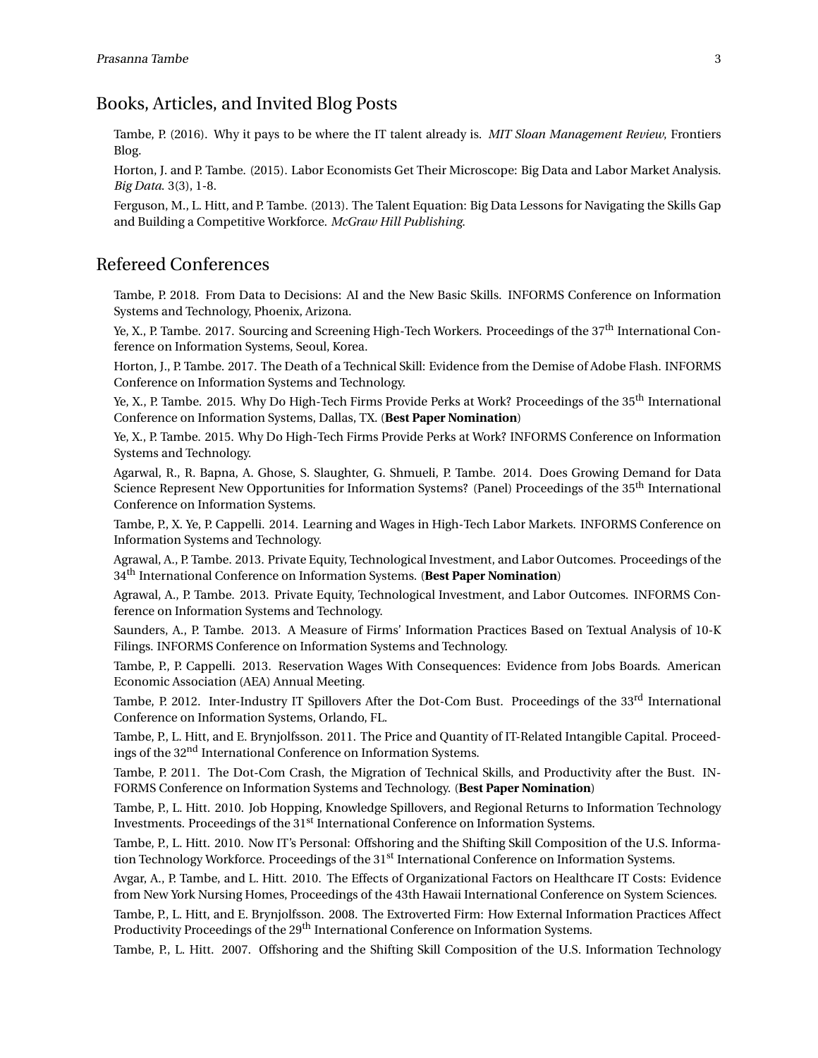## Books, Articles, and Invited Blog Posts

Tambe, P. (2016). Why it pays to be where the IT talent already is. *MIT Sloan Management Review*, Frontiers Blog.

Horton, J. and P. Tambe. (2015). Labor Economists Get Their Microscope: Big Data and Labor Market Analysis. *Big Data*. 3(3), 1-8.

Ferguson, M., L. Hitt, and P. Tambe. (2013). The Talent Equation: Big Data Lessons for Navigating the Skills Gap and Building a Competitive Workforce. *McGraw Hill Publishing*.

## Refereed Conferences

Tambe, P. 2018. From Data to Decisions: AI and the New Basic Skills. INFORMS Conference on Information Systems and Technology, Phoenix, Arizona.

Ye, X., P. Tambe. 2017. Sourcing and Screening High-Tech Workers. Proceedings of the 37th International Conference on Information Systems, Seoul, Korea.

Horton, J., P. Tambe. 2017. The Death of a Technical Skill: Evidence from the Demise of Adobe Flash. INFORMS Conference on Information Systems and Technology.

Ye, X., P. Tambe. 2015. Why Do High-Tech Firms Provide Perks at Work? Proceedings of the 35th International Conference on Information Systems, Dallas, TX. (**Best Paper Nomination**)

Ye, X., P. Tambe. 2015. Why Do High-Tech Firms Provide Perks at Work? INFORMS Conference on Information Systems and Technology.

Agarwal, R., R. Bapna, A. Ghose, S. Slaughter, G. Shmueli, P. Tambe. 2014. Does Growing Demand for Data Science Represent New Opportunities for Information Systems? (Panel) Proceedings of the 35th International Conference on Information Systems.

Tambe, P., X. Ye, P. Cappelli. 2014. Learning and Wages in High-Tech Labor Markets. INFORMS Conference on Information Systems and Technology.

Agrawal, A., P. Tambe. 2013. Private Equity, Technological Investment, and Labor Outcomes. Proceedings of the 34th International Conference on Information Systems. (**Best Paper Nomination**)

Agrawal, A., P. Tambe. 2013. Private Equity, Technological Investment, and Labor Outcomes. INFORMS Conference on Information Systems and Technology.

Saunders, A., P. Tambe. 2013. A Measure of Firms' Information Practices Based on Textual Analysis of 10-K Filings. INFORMS Conference on Information Systems and Technology.

Tambe, P., P. Cappelli. 2013. Reservation Wages With Consequences: Evidence from Jobs Boards. American Economic Association (AEA) Annual Meeting.

Tambe, P. 2012. Inter-Industry IT Spillovers After the Dot-Com Bust. Proceedings of the 33rd International Conference on Information Systems, Orlando, FL.

Tambe, P., L. Hitt, and E. Brynjolfsson. 2011. The Price and Quantity of IT-Related Intangible Capital. Proceedings of the 32nd International Conference on Information Systems.

Tambe, P. 2011. The Dot-Com Crash, the Migration of Technical Skills, and Productivity after the Bust. INFORMS Conference on Information Systems and Technology. (**Best Paper Nomination**)

Tambe, P., L. Hitt. 2010. Job Hopping, Knowledge Spillovers, and Regional Returns to Information Technology Investments. Proceedings of the 31st International Conference on Information Systems.

Tambe, P., L. Hitt. 2010. Now IT's Personal: Offshoring and the Shifting Skill Composition of the U.S. Information Technology Workforce. Proceedings of the 31st International Conference on Information Systems.

Avgar, A., P. Tambe, and L. Hitt. 2010. The Effects of Organizational Factors on Healthcare IT Costs: Evidence from New York Nursing Homes, Proceedings of the 43th Hawaii International Conference on System Sciences.

Tambe, P., L. Hitt, and E. Brynjolfsson. 2008. The Extroverted Firm: How External Information Practices Affect Productivity Proceedings of the 29th International Conference on Information Systems.

Tambe, P., L. Hitt. 2007. Offshoring and the Shifting Skill Composition of the U.S. Information Technology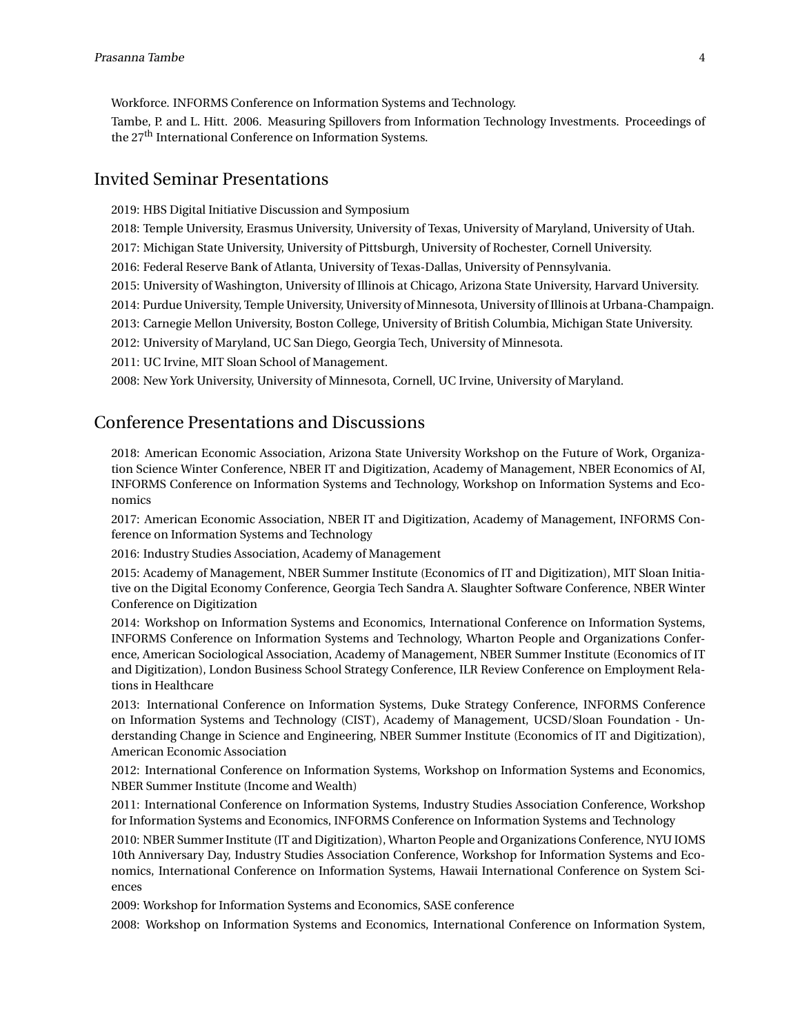Workforce. INFORMS Conference on Information Systems and Technology.

Tambe, P. and L. Hitt. 2006. Measuring Spillovers from Information Technology Investments. Proceedings of the 27th International Conference on Information Systems.

## Invited Seminar Presentations

2019: HBS Digital Initiative Discussion and Symposium

2018: Temple University, Erasmus University, University of Texas, University of Maryland, University of Utah.

2017: Michigan State University, University of Pittsburgh, University of Rochester, Cornell University.

2016: Federal Reserve Bank of Atlanta, University of Texas-Dallas, University of Pennsylvania.

2015: University of Washington, University of Illinois at Chicago, Arizona State University, Harvard University.

2014: Purdue University, Temple University, University of Minnesota, University of Illinois at Urbana-Champaign.

2013: Carnegie Mellon University, Boston College, University of British Columbia, Michigan State University.

2012: University of Maryland, UC San Diego, Georgia Tech, University of Minnesota.

2011: UC Irvine, MIT Sloan School of Management.

2008: New York University, University of Minnesota, Cornell, UC Irvine, University of Maryland.

## Conference Presentations and Discussions

2018: American Economic Association, Arizona State University Workshop on the Future of Work, Organization Science Winter Conference, NBER IT and Digitization, Academy of Management, NBER Economics of AI, INFORMS Conference on Information Systems and Technology, Workshop on Information Systems and Economics

2017: American Economic Association, NBER IT and Digitization, Academy of Management, INFORMS Conference on Information Systems and Technology

2016: Industry Studies Association, Academy of Management

2015: Academy of Management, NBER Summer Institute (Economics of IT and Digitization), MIT Sloan Initiative on the Digital Economy Conference, Georgia Tech Sandra A. Slaughter Software Conference, NBER Winter Conference on Digitization

2014: Workshop on Information Systems and Economics, International Conference on Information Systems, INFORMS Conference on Information Systems and Technology, Wharton People and Organizations Conference, American Sociological Association, Academy of Management, NBER Summer Institute (Economics of IT and Digitization), London Business School Strategy Conference, ILR Review Conference on Employment Relations in Healthcare

2013: International Conference on Information Systems, Duke Strategy Conference, INFORMS Conference on Information Systems and Technology (CIST), Academy of Management, UCSD/Sloan Foundation - Understanding Change in Science and Engineering, NBER Summer Institute (Economics of IT and Digitization), American Economic Association

2012: International Conference on Information Systems, Workshop on Information Systems and Economics, NBER Summer Institute (Income and Wealth)

2011: International Conference on Information Systems, Industry Studies Association Conference, Workshop for Information Systems and Economics, INFORMS Conference on Information Systems and Technology

2010: NBER Summer Institute (IT and Digitization), Wharton People and Organizations Conference, NYU IOMS 10th Anniversary Day, Industry Studies Association Conference, Workshop for Information Systems and Economics, International Conference on Information Systems, Hawaii International Conference on System Sciences

2009: Workshop for Information Systems and Economics, SASE conference

2008: Workshop on Information Systems and Economics, International Conference on Information System,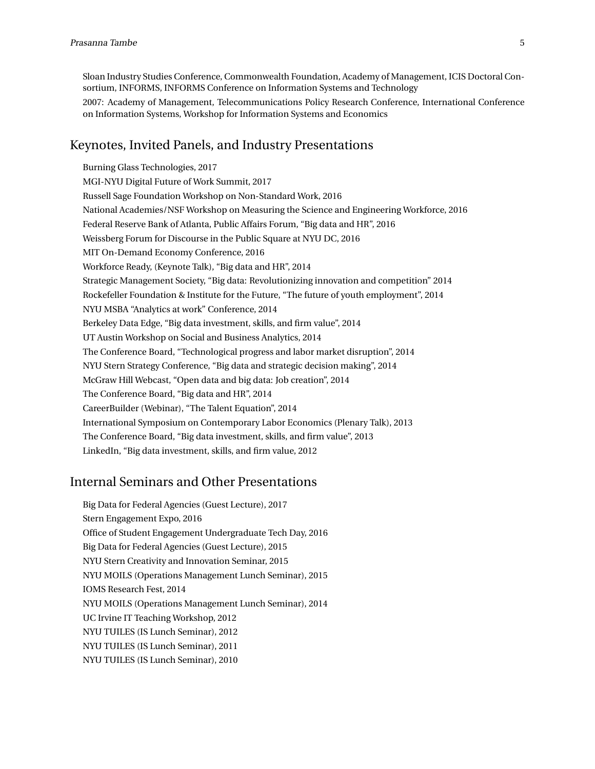Sloan Industry Studies Conference, Commonwealth Foundation, Academy of Management, ICIS Doctoral Consortium, INFORMS, INFORMS Conference on Information Systems and Technology

2007: Academy of Management, Telecommunications Policy Research Conference, International Conference on Information Systems, Workshop for Information Systems and Economics

## Keynotes, Invited Panels, and Industry Presentations

Burning Glass Technologies, 2017

MGI-NYU Digital Future of Work Summit, 2017

Russell Sage Foundation Workshop on Non-Standard Work, 2016

National Academies/NSF Workshop on Measuring the Science and Engineering Workforce, 2016

Federal Reserve Bank of Atlanta, Public Affairs Forum, "Big data and HR", 2016

Weissberg Forum for Discourse in the Public Square at NYU DC, 2016

MIT On-Demand Economy Conference, 2016

Workforce Ready, (Keynote Talk), "Big data and HR", 2014

Strategic Management Society, "Big data: Revolutionizing innovation and competition" 2014

Rockefeller Foundation & Institute for the Future, "The future of youth employment", 2014

NYU MSBA "Analytics at work" Conference, 2014

Berkeley Data Edge, "Big data investment, skills, and firm value", 2014

UT Austin Workshop on Social and Business Analytics, 2014

The Conference Board, "Technological progress and labor market disruption", 2014

NYU Stern Strategy Conference, "Big data and strategic decision making", 2014

McGraw Hill Webcast, "Open data and big data: Job creation", 2014

The Conference Board, "Big data and HR", 2014

CareerBuilder (Webinar), "The Talent Equation", 2014

International Symposium on Contemporary Labor Economics (Plenary Talk), 2013

The Conference Board, "Big data investment, skills, and firm value", 2013

LinkedIn, "Big data investment, skills, and firm value, 2012

## Internal Seminars and Other Presentations

Big Data for Federal Agencies (Guest Lecture), 2017

Stern Engagement Expo, 2016

Office of Student Engagement Undergraduate Tech Day, 2016

Big Data for Federal Agencies (Guest Lecture), 2015

NYU Stern Creativity and Innovation Seminar, 2015

NYU MOILS (Operations Management Lunch Seminar), 2015

IOMS Research Fest, 2014

NYU MOILS (Operations Management Lunch Seminar), 2014

UC Irvine IT Teaching Workshop, 2012

NYU TUILES (IS Lunch Seminar), 2012

NYU TUILES (IS Lunch Seminar), 2011

NYU TUILES (IS Lunch Seminar), 2010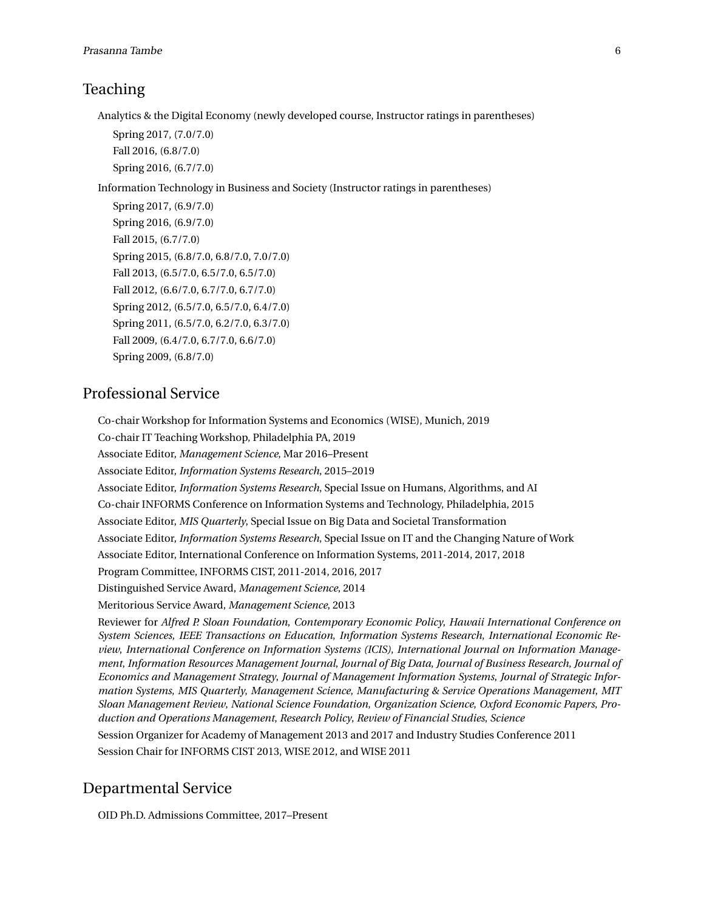## Teaching

Analytics & the Digital Economy (newly developed course, Instructor ratings in parentheses)

Spring 2017, (7.0/7.0)

Fall 2016, (6.8/7.0)

Spring 2016, (6.7/7.0)

Information Technology in Business and Society (Instructor ratings in parentheses)

Spring 2017, (6.9/7.0)

Spring 2016, (6.9/7.0)

Fall 2015, (6.7/7.0)

Spring 2015, (6.8/7.0, 6.8/7.0, 7.0/7.0)

Fall 2013, (6.5/7.0, 6.5/7.0, 6.5/7.0)

Fall 2012, (6.6/7.0, 6.7/7.0, 6.7/7.0)

Spring 2012, (6.5/7.0, 6.5/7.0, 6.4/7.0)

Spring 2011, (6.5/7.0, 6.2/7.0, 6.3/7.0)

Fall 2009, (6.4/7.0, 6.7/7.0, 6.6/7.0)

Spring 2009, (6.8/7.0)

## Professional Service

Co-chair Workshop for Information Systems and Economics (WISE), Munich, 2019

Co-chair IT Teaching Workshop, Philadelphia PA, 2019

Associate Editor, *Management Science*, Mar 2016–Present

Associate Editor, *Information Systems Research*, 2015–2019

Associate Editor, *Information Systems Research*, Special Issue on Humans, Algorithms, and AI

Co-chair INFORMS Conference on Information Systems and Technology, Philadelphia, 2015

Associate Editor, *MIS Quarterly*, Special Issue on Big Data and Societal Transformation

Associate Editor, *Information Systems Research*, Special Issue on IT and the Changing Nature of Work

Associate Editor, International Conference on Information Systems, 2011-2014, 2017, 2018

Program Committee, INFORMS CIST, 2011-2014, 2016, 2017

Distinguished Service Award, *Management Science*, 2014

Meritorious Service Award, *Management Science*, 2013

Reviewer for *Alfred P. Sloan Foundation*, *Contemporary Economic Policy*, *Hawaii International Conference on System Sciences*, *IEEE Transactions on Education*, *Information Systems Research*, *International Economic Review*, *International Conference on Information Systems (ICIS)*, *International Journal on Information Management*, *Information Resources Management Journal*, *Journal of Big Data*, *Journal of Business Research*, *Journal of Economics and Management Strategy*, *Journal of Management Information Systems*, *Journal of Strategic Information Systems*, *MIS Quarterly*, *Management Science*, *Manufacturing & Service Operations Management*, *MIT Sloan Management Review*, *National Science Foundation*, *Organization Science*, *Oxford Economic Papers*, *Production and Operations Management*, *Research Policy*, *Review of Financial Studies*, *Science*

Session Organizer for Academy of Management 2013 and 2017 and Industry Studies Conference 2011

Session Chair for INFORMS CIST 2013, WISE 2012, and WISE 2011

## Departmental Service

OID Ph.D. Admissions Committee, 2017–Present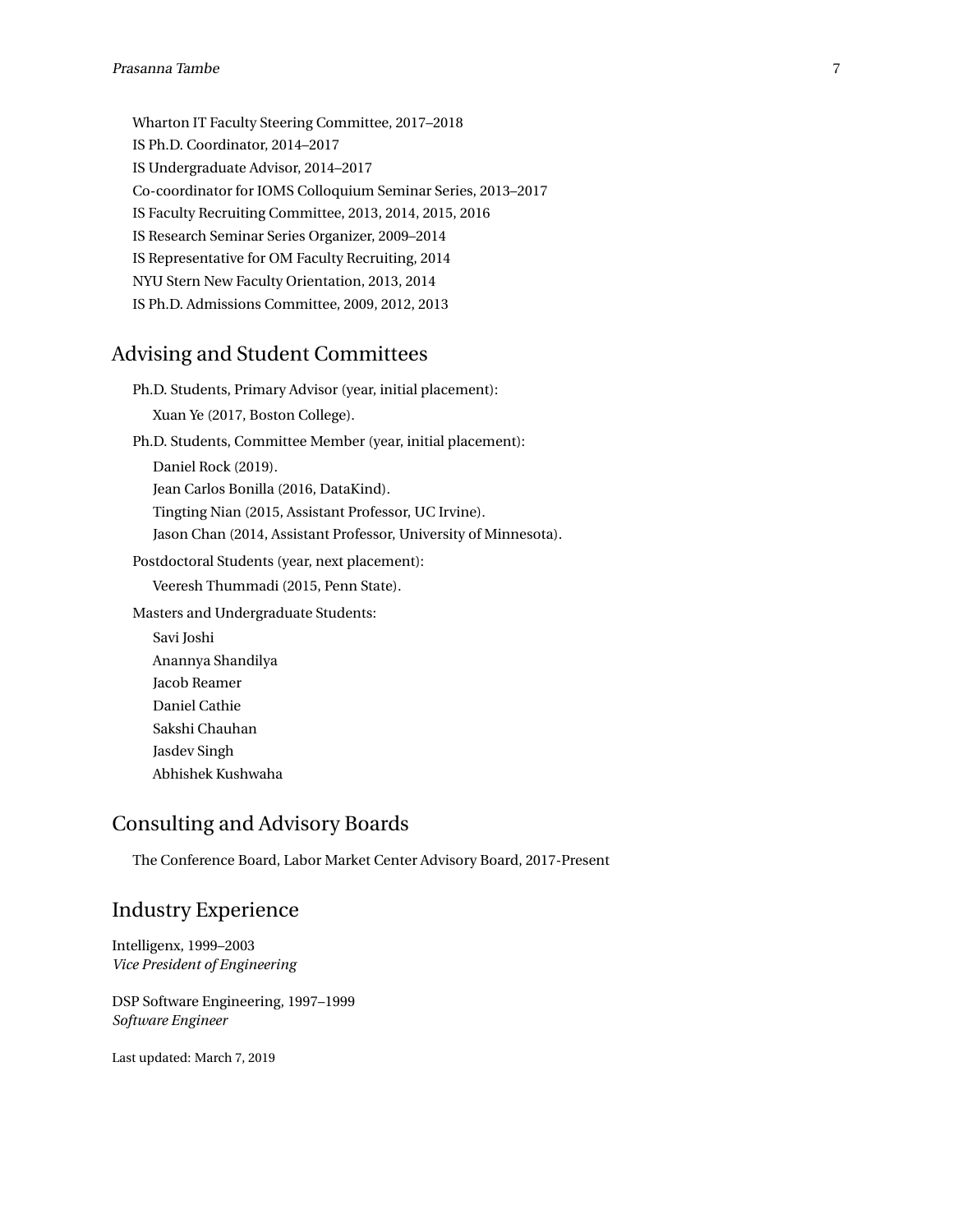Wharton IT Faculty Steering Committee, 2017–2018

IS Ph.D. Coordinator, 2014–2017

IS Undergraduate Advisor, 2014–2017

Co-coordinator for IOMS Colloquium Seminar Series, 2013–2017

IS Faculty Recruiting Committee, 2013, 2014, 2015, 2016

IS Research Seminar Series Organizer, 2009–2014

IS Representative for OM Faculty Recruiting, 2014

NYU Stern New Faculty Orientation, 2013, 2014

IS Ph.D. Admissions Committee, 2009, 2012, 2013

## Advising and Student Committees

Ph.D. Students, Primary Advisor (year, initial placement):

Xuan Ye (2017, Boston College).

Ph.D. Students, Committee Member (year, initial placement):

Daniel Rock (2019).

Jean Carlos Bonilla (2016, DataKind).

Tingting Nian (2015, Assistant Professor, UC Irvine).

Jason Chan (2014, Assistant Professor, University of Minnesota).

Postdoctoral Students (year, next placement):

Veeresh Thummadi (2015, Penn State).

Masters and Undergraduate Students:

Savi Joshi

Anannya Shandilya

Jacob Reamer

Daniel Cathie

Sakshi Chauhan

Jasdev Singh

Abhishek Kushwaha

## Consulting and Advisory Boards

The Conference Board, Labor Market Center Advisory Board, 2017-Present

## Industry Experience

Intelligenx, 1999–2003
*Vice President of Engineering*

DSP Software Engineering, 1997–1999
*Software Engineer*

Last updated: March 7, 2019